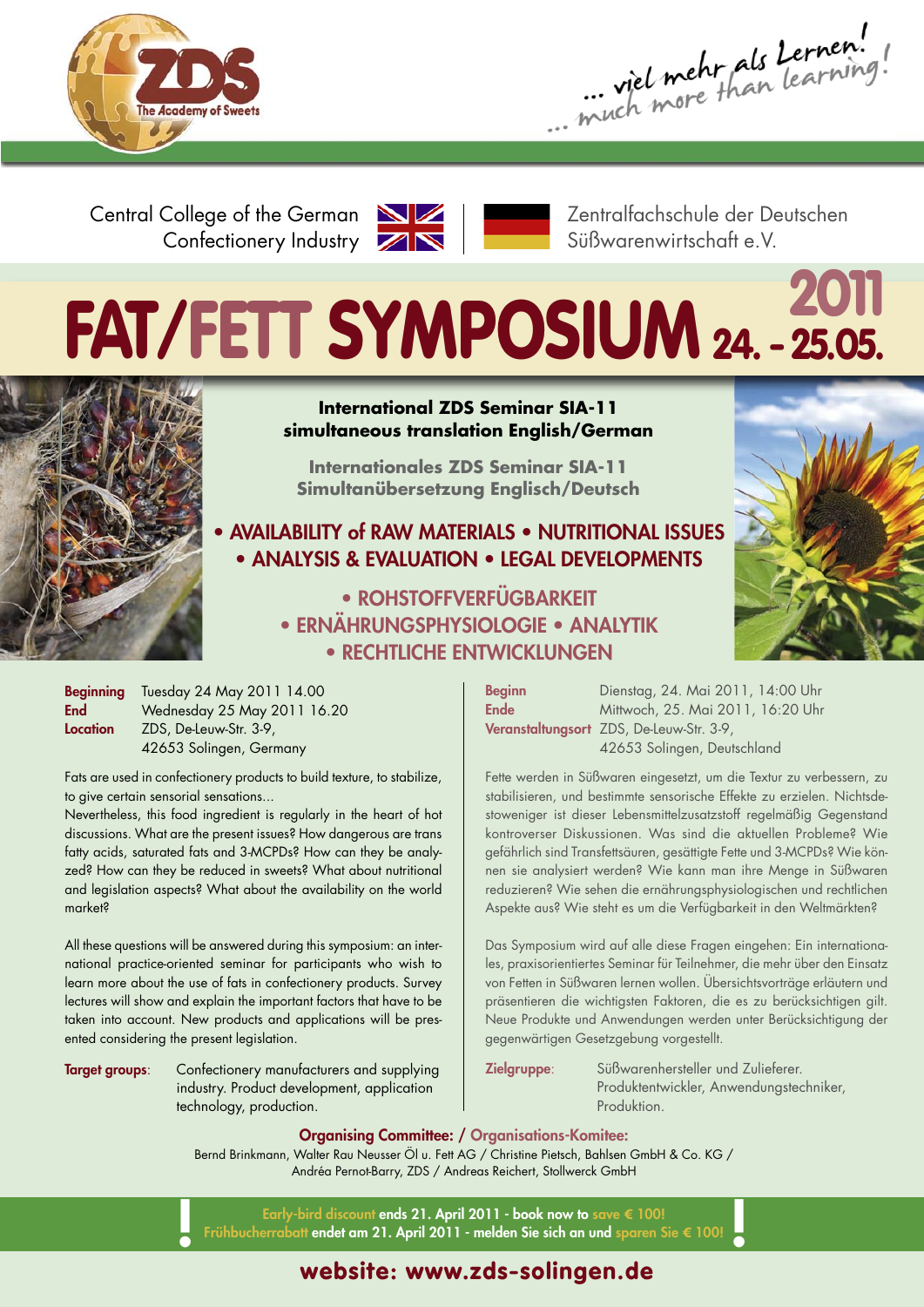ZDS The Academy of Sweets

... viel mehr als Lernen!
... much more than learning!

Central College of the German Confectionery Industry

Zentralfachschule der Deutschen Süßwarenwirtschaft e.V.

# FAT/FETT SYMPOSIUM 24. - 25.05. 2011

**International ZDS Seminar SIA-11**
**simultaneous translation English/German**

**Internationales ZDS Seminar SIA-11**
**Simultanübersetzung Englisch/Deutsch**

**• AVAILABILITY of RAW MATERIALS • NUTRITIONAL ISSUES • ANALYSIS & EVALUATION • LEGAL DEVELOPMENTS**

**• ROHSTOFFVERFÜGBARKEIT • ERNÄHRUNGSPHYSIOLOGIE • ANALYTIK • RECHTLICHE ENTWICKLUNGEN**

**Beginning** Tuesday 24 May 2011 14.00
**End** Wednesday 25 May 2011 16.20
**Location** ZDS, De-Leuw-Str. 3-9, 42653 Solingen, Germany

Fats are used in confectionery products to build texture, to stabilize, to give certain sensorial sensations...
Nevertheless, this food ingredient is regularly in the heart of hot discussions. What are the present issues? How dangerous are trans fatty acids, saturated fats and 3-MCPDs? How can they be analyzed? How can they be reduced in sweets? What about nutritional and legislation aspects? What about the availability on the world market?

All these questions will be answered during this symposium: an international practice-oriented seminar for participants who wish to learn more about the use of fats in confectionery products. Survey lectures will show and explain the important factors that have to be taken into account. New products and applications will be presented considering the present legislation.

**Target groups**: Confectionery manufacturers and supplying industry. Product development, application technology, production.

**Beginn** Dienstag, 24. Mai 2011, 14:00 Uhr
**Ende** Mittwoch, 25. Mai 2011, 16:20 Uhr
**Veranstaltungsort** ZDS, De-Leuw-Str. 3-9, 42653 Solingen, Deutschland

Fette werden in Süßwaren eingesetzt, um die Textur zu verbessern, zu stabilisieren, und bestimmte sensorische Effekte zu erzielen. Nichtsdestoweniger ist dieser Lebensmittelzusatzstoff regelmäßig Gegenstand kontroverser Diskussionen. Was sind die aktuellen Probleme? Wie gefährlich sind Transfettsäuren, gesättigte Fette und 3-MCPDs? Wie können sie analysiert werden? Wie kann man ihre Menge in Süßwaren reduzieren? Wie sehen die ernährungsphysiologischen und rechtlichen Aspekte aus? Wie steht es um die Verfügbarkeit in den Weltmärkten?

Das Symposium wird auf alle diese Fragen eingehen: Ein internationales, praxisorientiertes Seminar für Teilnehmer, die mehr über den Einsatz von Fetten in Süßwaren lernen wollen. Übersichtsvorträge erläutern und präsentieren die wichtigsten Faktoren, die es zu berücksichtigen gilt. Neue Produkte und Anwendungen werden unter Berücksichtigung der gegenwärtigen Gesetzgebung vorgestellt.

**Zielgruppe**: Süßwarenhersteller und Zulieferer. Produktentwickler, Anwendungstechniker, Produktion.

**Organising Committee: / Organisations-Komitee:**
Bernd Brinkmann, Walter Rau Neusser Öl u. Fett AG / Christine Pietsch, Bahlsen GmbH & Co. KG / Andréa Pernot-Barry, ZDS / Andreas Reichert, Stollwerck GmbH

**Early-bird discount ends 21. April 2011 - book now to save € 100!**
**Frühbucherrabatt endet am 21. April 2011 - melden Sie sich an und sparen Sie € 100!**

**website: www.zds-solingen.de**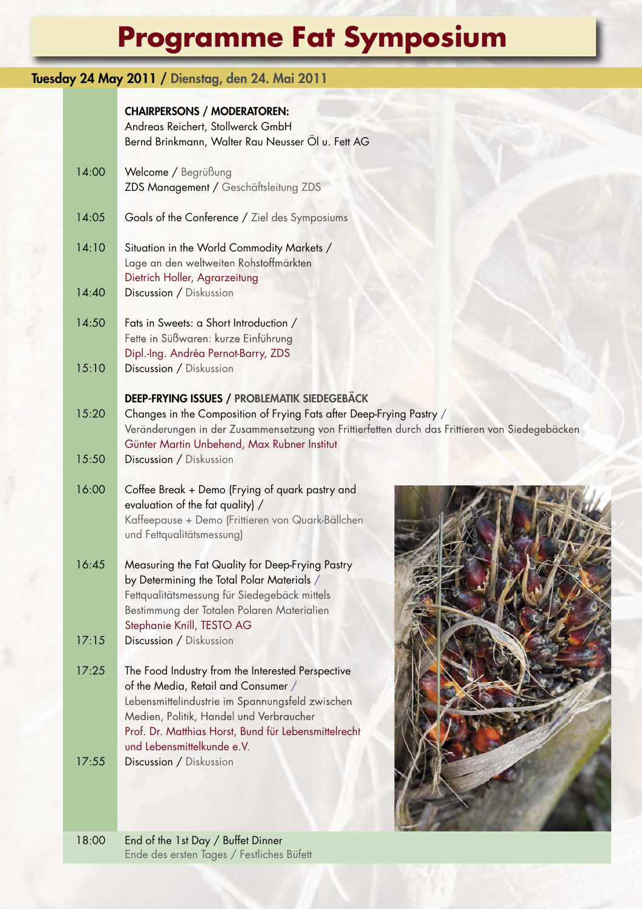# Programme Fat Symposium

## Tuesday 24 May 2011 / Dienstag, den 24. Mai 2011

**CHAIRPERSONS / MODERATOREN:**
Andreas Reichert, Stollwerck GmbH
Bernd Brinkmann, Walter Rau Neusser Öl u. Fett AG

| Time | Programme |
|---|---|
| 14:00 | Welcome / Begrüßung<br>ZDS Management / Geschäftsleitung ZDS |
| 14:05 | Goals of the Conference / Ziel des Symposiums |
| 14:10 | Situation in the World Commodity Markets / Lage an den weltweiten Rohstoffmärkten<br>Dietrich Holler, Agrarzeitung |
| 14:40 | Discussion / Diskussion |
| 14:50 | Fats in Sweets: a Short Introduction / Fette in Süßwaren: kurze Einführung<br>Dipl.-Ing. Andréa Pernot-Barry, ZDS |
| 15:10 | Discussion / Diskussion |
| | **DEEP-FRYING ISSUES / PROBLEMATIK SIEDEGEBÄCK** |
| 15:20 | Changes in the Composition of Frying Fats after Deep-Frying Pastry / Veränderungen in der Zusammensetzung von Frittierfetten durch das Frittieren von Siedegebäcken<br>Günter Martin Unbehend, Max Rubner Institut |
| 15:50 | Discussion / Diskussion |
| 16:00 | Coffee Break + Demo (Frying of quark pastry and evaluation of the fat quality) / Kaffeepause + Demo (Frittieren von Quark-Bällchen und Fettqualitätsmessung) |
| 16:45 | Measuring the Fat Quality for Deep-Frying Pastry by Determining the Total Polar Materials / Fettqualitätsmessung für Siedegebäck mittels Bestimmung der Totalen Polaren Materialien<br>Stephanie Knill, TESTO AG |
| 17:15 | Discussion / Diskussion |
| 17:25 | The Food Industry from the Interested Perspective of the Media, Retail and Consumer / Lebensmittelindustrie im Spannungsfeld zwischen Medien, Politik, Handel und Verbraucher<br>Prof. Dr. Matthias Horst, Bund für Lebensmittelrecht und Lebensmittelkunde e.V. |
| 17:55 | Discussion / Diskussion |
| 18:00 | End of the 1st Day / Buffet Dinner<br>Ende des ersten Tages / Festliches Büfett |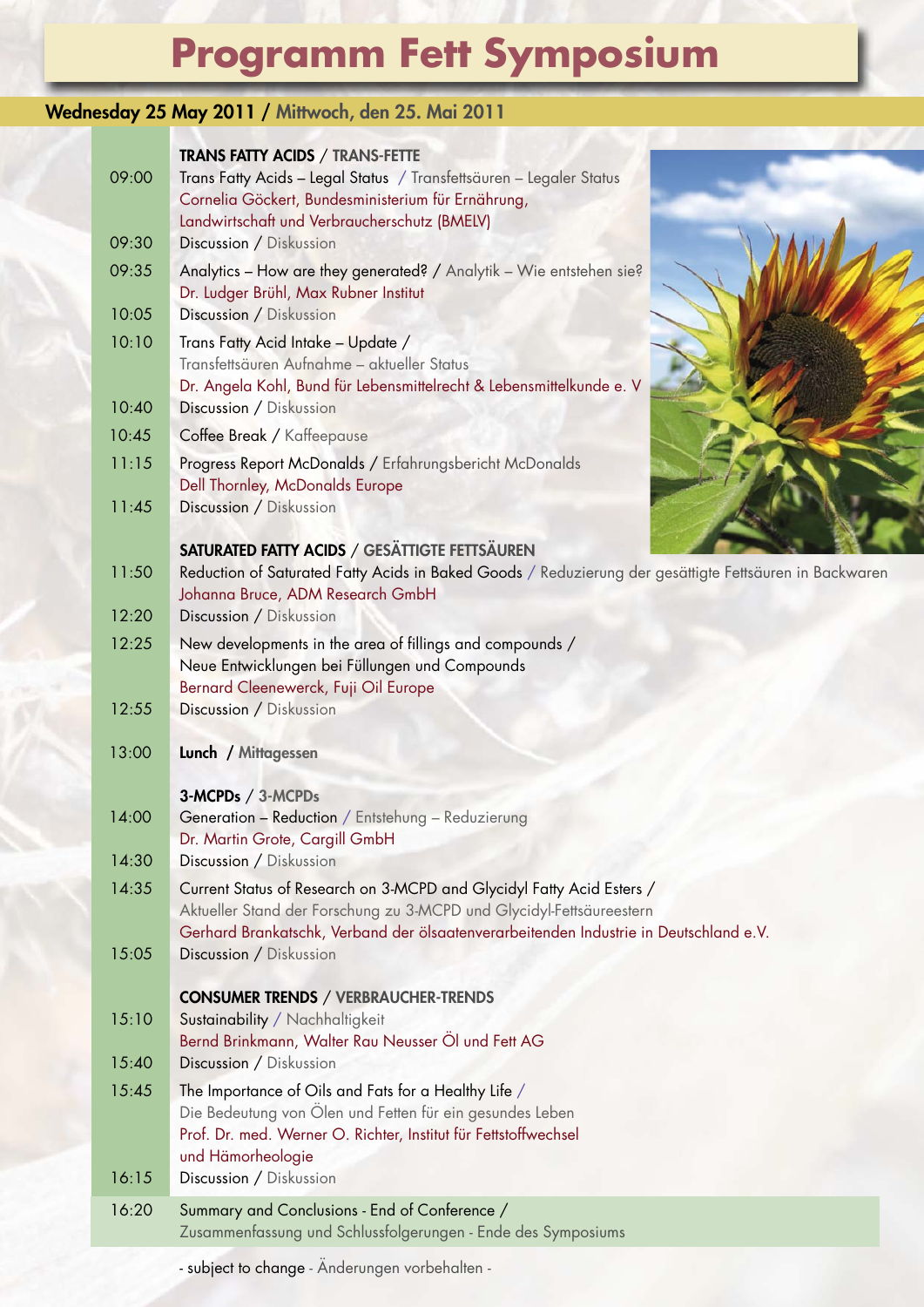# Programm Fett Symposium

## Wednesday 25 May 2011 / Mittwoch, den 25. Mai 2011

### TRANS FATTY ACIDS / TRANS-FETTE

| | |
|---|---|
| 09:00 | Trans Fatty Acids – Legal Status / Transfettsäuren – Legaler Status<br>Cornelia Göckert, Bundesministerium für Ernährung, Landwirtschaft und Verbraucherschutz (BMELV) |
| 09:30 | Discussion / Diskussion |
| 09:35 | Analytics – How are they generated? / Analytik – Wie entstehen sie?<br>Dr. Ludger Brühl, Max Rubner Institut |
| 10:05 | Discussion / Diskussion |
| 10:10 | Trans Fatty Acid Intake – Update / Transfettsäuren Aufnahme – aktueller Status<br>Dr. Angela Kohl, Bund für Lebensmittelrecht & Lebensmittelkunde e. V |
| 10:40 | Discussion / Diskussion |
| 10:45 | Coffee Break / Kaffeepause |
| 11:15 | Progress Report McDonalds / Erfahrungsbericht McDonalds<br>Dell Thornley, McDonalds Europe |
| 11:45 | Discussion / Diskussion |

### SATURATED FATTY ACIDS / GESÄTTIGTE FETTSÄUREN

| | |
|---|---|
| 11:50 | Reduction of Saturated Fatty Acids in Baked Goods / Reduzierung der gesättigte Fettsäuren in Backwaren<br>Johanna Bruce, ADM Research GmbH |
| 12:20 | Discussion / Diskussion |
| 12:25 | New developments in the area of fillings and compounds / Neue Entwicklungen bei Füllungen und Compounds<br>Bernard Cleenewerck, Fuji Oil Europe |
| 12:55 | Discussion / Diskussion |
| 13:00 | **Lunch / Mittagessen** |

### 3-MCPDs / 3-MCPDs

| | |
|---|---|
| 14:00 | Generation – Reduction / Entstehung – Reduzierung<br>Dr. Martin Grote, Cargill GmbH |
| 14:30 | Discussion / Diskussion |
| 14:35 | Current Status of Research on 3-MCPD and Glycidyl Fatty Acid Esters / Aktueller Stand der Forschung zu 3-MCPD und Glycidyl-Fettsäureestern<br>Gerhard Brankatschk, Verband der ölsaatenverarbeitenden Industrie in Deutschland e.V. |
| 15:05 | Discussion / Diskussion |

### CONSUMER TRENDS / VERBRAUCHER-TRENDS

| | |
|---|---|
| 15:10 | Sustainability / Nachhaltigkeit<br>Bernd Brinkmann, Walter Rau Neusser Öl und Fett AG |
| 15:40 | Discussion / Diskussion |
| 15:45 | The Importance of Oils and Fats for a Healthy Life / Die Bedeutung von Ölen und Fetten für ein gesundes Leben<br>Prof. Dr. med. Werner O. Richter, Institut für Fettstoffwechsel und Hämorheologie |
| 16:15 | Discussion / Diskussion |
| 16:20 | Summary and Conclusions - End of Conference / Zusammenfassung und Schlussfolgerungen - Ende des Symposiums |

- subject to change - Änderungen vorbehalten -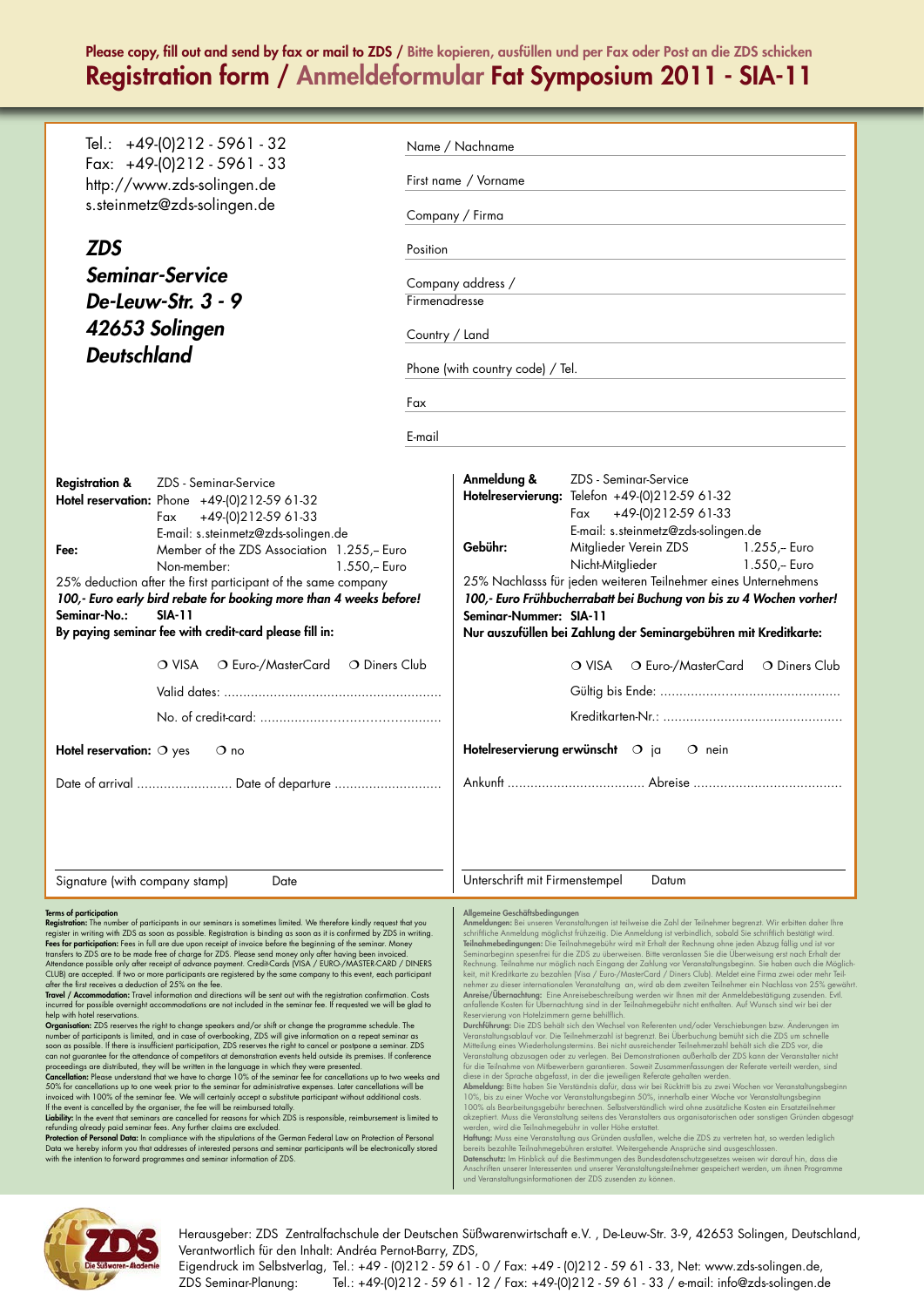**Please copy, fill out and send by fax or mail to ZDS** / Bitte kopieren, ausfüllen und per Fax oder Post an die ZDS schicken

# Registration form / Anmeldeformular Fat Symposium 2011 - SIA-11

Tel.: +49-(0)212 - 5961 - 32
Fax: +49-(0)212 - 5961 - 33
http://www.zds-solingen.de
s.steinmetz@zds-solingen.de

***ZDS***
***Seminar-Service***
***De-Leuw-Str. 3 - 9***
***42653 Solingen***
***Deutschland***

Name / Nachname

First name / Vorname

Company / Firma

Position

Company address / Firmenadresse

Country / Land

Phone (with country code) / Tel.

Fax

E-mail

---

**Registration & Hotel reservation:** ZDS - Seminar-Service
Phone +49-(0)212-59 61-32
Fax +49-(0)212-59 61-33
E-mail: s.steinmetz@zds-solingen.de

**Fee:** Member of the ZDS Association 1.255,– Euro
Non-member: 1.550,– Euro

25% deduction after the first participant of the same company

***100,- Euro early bird rebate for booking more than 4 weeks before!***

**Seminar-No.: SIA-11**

**By paying seminar fee with credit-card please fill in:**

❍ VISA ❍ Euro-/MasterCard ❍ Diners Club

Valid dates: ........................................................

No. of credit-card: ..............................................

**Hotel reservation:** ❍ yes ❍ no

Date of arrival ......................... Date of departure ...........................

Signature (with company stamp) Date

---

**Anmeldung & Hotelreservierung:** ZDS - Seminar-Service
Telefon +49-(0)212-59 61-32
Fax +49-(0)212-59 61-33
E-mail: s.steinmetz@zds-solingen.de

**Gebühr:** Mitglieder Verein ZDS 1.255,– Euro
Nicht-Mitglieder 1.550,– Euro

25% Nachlasss für jeden weiteren Teilnehmer eines Unternehmens

***100,- Euro Frühbucherrabatt bei Buchung von bis zu 4 Wochen vorher!***

**Seminar-Nummer: SIA-11**

**Nur auszufüllen bei Zahlung der Seminargebühren mit Kreditkarte:**

❍ VISA ❍ Euro-/MasterCard ❍ Diners Club

Gültig bis Ende: ...............................................

Kreditkarten-Nr.: ...............................................

**Hotelreservierung erwünscht** ❍ ja ❍ nein

Ankunft .................................... Abreise .......................................

Unterschrift mit Firmenstempel Datum

---

**Terms of participation**

**Registration:** The number of participants in our seminars is sometimes limited. We therefore kindly request that you register in writing with ZDS as soon as possible. Registration is binding as soon as it is confirmed by ZDS in writing.

**Fees for participation:** Fees in full are due upon receipt of invoice before the beginning of the seminar. Money transfers to ZDS are to be made free of charge for ZDS. Please send money only after having been invoiced. Attendance possible only after receipt of advance payment. Credit-Cards (VISA / EURO-/MASTER-CARD / DINERS CLUB) are accepted. If two or more participants are registered by the same company to this event, each participant after the first receives a deduction of 25% on the fee.

**Travel / Accommodation:** Travel information and directions will be sent out with the registration confirmation. Costs incurred for possible overnight accommodations are not included in the seminar fee. If requested we will be glad to help with hotel reservations.

**Organisation:** ZDS reserves the right to change speakers and/or shift or change the programme schedule. The number of participants is limited, and in case of overbooking, ZDS will give information on a repeat seminar as soon as possible. If there is insufficient participation, ZDS reserves the right to cancel or postpone a seminar. ZDS can not guarantee for the attendance of competitors at demonstration events held outside its premises. If conference proceedings are distributed, they will be written in the language in which they were presented.

**Cancellation:** Please understand that we have to charge 10% of the seminar fee for cancellations up to two weeks and 50% for cancellations up to one week prior to the seminar for administrative expenses. Later cancellations will be invoiced with 100% of the seminar fee. We will certainly accept a substitute participant without additional costs. If the event is cancelled by the organiser, the fee will be reimbursed totally.

**Liability:** In the event that seminars are cancelled for reasons for which ZDS is responsible, reimbursement is limited to refunding already paid seminar fees. Any further claims are excluded.

**Protection of Personal Data:** In compliance with the stipulations of the German Federal Law on Protection of Personal Data we hereby inform you that addresses of interested persons and seminar participants will be electronically stored with the intention to forward programmes and seminar information of ZDS.

**Allgemeine Geschäftsbedingungen**

**Anmeldungen:** Bei unseren Veranstaltungen ist teilweise die Zahl der Teilnehmer begrenzt. Wir erbitten daher Ihre schriftliche Anmeldung möglichst frühzeitig. Die Anmeldung ist verbindlich, sobald Sie schriftlich bestätigt wird.

**Teilnahmebedingungen:** Die Teilnahmegebühr wird mit Erhalt der Rechnung ohne jeden Abzug fällig und ist vor Seminarbeginn spesenfrei für die ZDS zu überweisen. Bitte veranlassen Sie die Überweisung erst nach Erhalt der Rechnung. Teilnahme nur möglich nach Eingang der Zahlung vor Veranstaltungsbeginn. Sie haben auch die Möglichkeit, mit Kreditkarte zu bezahlen (Visa / Euro-/MasterCard / Diners Club). Meldet eine Firma zwei oder mehr Teilnehmer zu dieser internationalen Veranstaltung an, wird ab dem zweiten Teilnehmer ein Nachlass von 25% gewährt.

**Anreise/Übernachtung:** Eine Anreisebeschreibung werden wir Ihnen mit der Anmeldebestätigung zusenden. Evtl. anfallende Kosten für Übernachtung sind in der Teilnahmegebühr nicht enthalten. Auf Wunsch sind wir bei der Reservierung von Hotelzimmern gerne behilflich.

**Durchführung:** Die ZDS behält sich den Wechsel von Referenten und/oder Verschiebungen bzw. Änderungen im Veranstaltungsablauf vor. Die Teilnehmerzahl ist begrenzt. Bei Überbuchung bemüht sich die ZDS um schnelle Mitteilung eines Wiederholungstermins. Bei nicht ausreichender Teilnehmerzahl behält sich die ZDS vor, die Veranstaltung abzusagen oder zu verlegen. Bei Demonstrationen außerhalb der ZDS kann der Veranstalter nicht für die Teilnahme von Mitbewerbern garantieren. Soweit Zusammenfassungen der Referate verteilt werden, sind diese in der Sprache abgefasst, in der die jeweiligen Referate gehalten werden.

**Abmeldung:** Bitte haben Sie Verständnis dafür, dass wir bei Rücktritt bis zu zwei Wochen vor Veranstaltungsbeginn 10%, bis zu einer Woche vor Veranstaltungsbeginn 50%, innerhalb einer Woche vor Veranstaltungsbeginn 100% als Bearbeitungsgebühr berechnen. Selbstverständlich wird ohne zusätzliche Kosten ein Ersatzteilnehmer akzeptiert. Muss die Veranstaltung seitens des Veranstalters aus organisatorischen oder sonstigen Gründen abgesagt werden, wird die Teilnahmegebühr in voller Höhe erstattet.

**Haftung:** Muss eine Veranstaltung aus Gründen ausfallen, welche die ZDS zu vertreten hat, so werden lediglich bereits bezahlte Teilnahmegebühren erstattet. Weitergehende Ansprüche sind ausgeschlossen.

**Datenschutz:** Im Hinblick auf die Bestimmungen des Bundesdatenschutzgesetzes weisen wir darauf hin, dass die Anschriften unserer Interessenten und unserer Veranstaltungsteilnehmer gespeichert werden, um ihnen Programme und Veranstaltungsinformationen der ZDS zusenden zu können.

---

Herausgeber: ZDS Zentralfachschule der Deutschen Süßwarenwirtschaft e.V. , De-Leuw-Str. 3-9, 42653 Solingen, Deutschland,
Verantwortlich für den Inhalt: Andréa Pernot-Barry, ZDS,
Eigendruck im Selbstverlag, Tel.: +49 - (0)212 - 59 61 - 0 / Fax: +49 - (0)212 - 59 61 - 33, Net: www.zds-solingen.de,
ZDS Seminar-Planung: Tel.: +49-(0)212 - 59 61 - 12 / Fax: +49-(0)212 - 59 61 - 33 / e-mail: info@zds-solingen.de